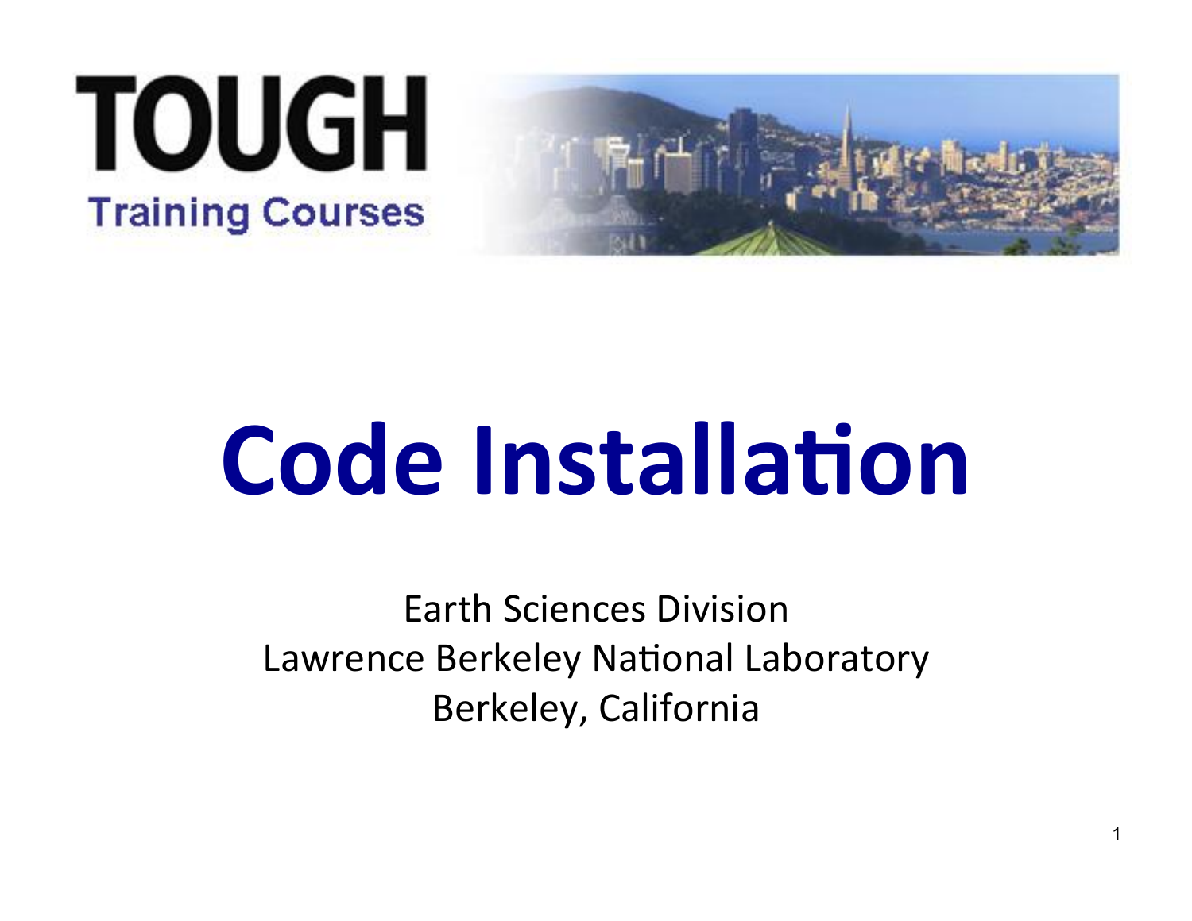**TOUGH**

**Training Courses**

# Code Installation

Earth Sciences Division
Lawrence Berkeley National Laboratory
Berkeley, California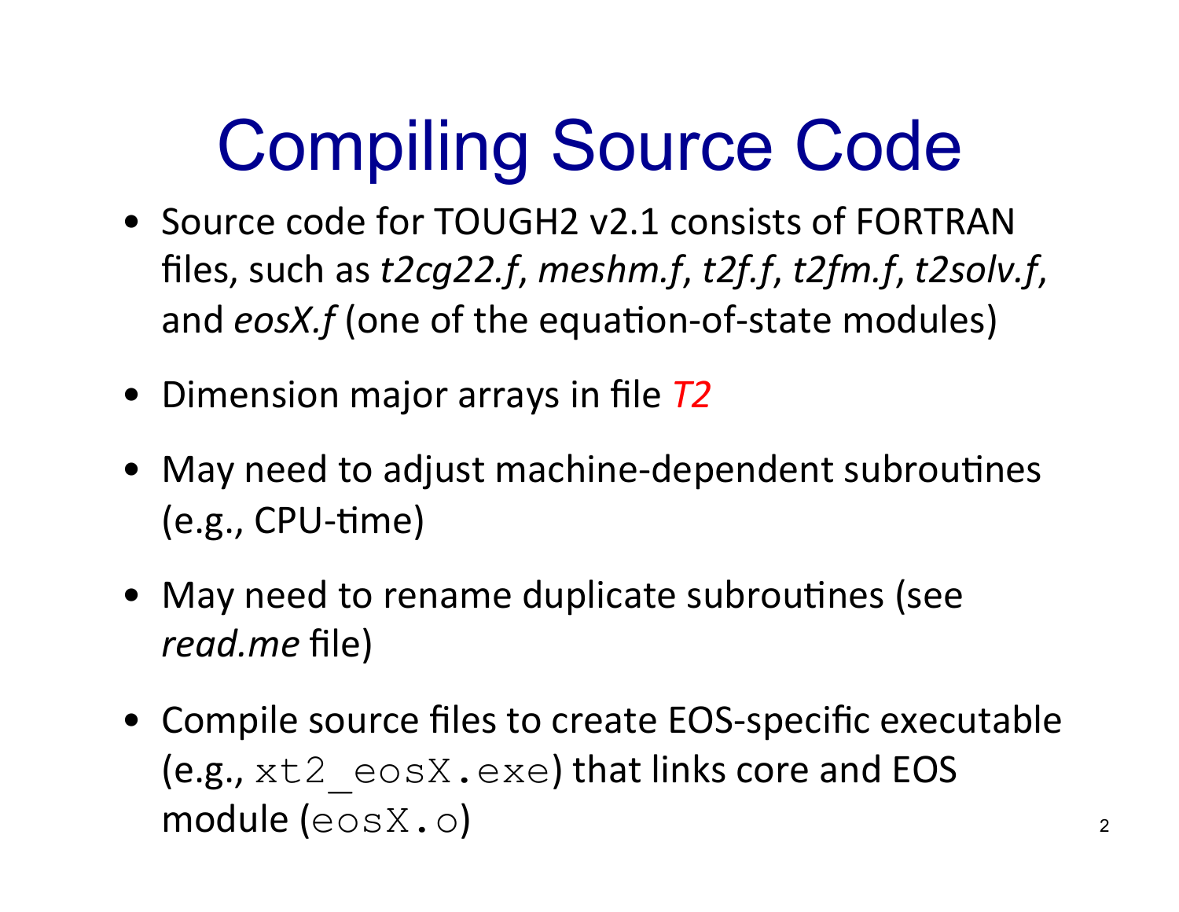# Compiling Source Code

- Source code for TOUGH2 v2.1 consists of FORTRAN files, such as *t2cg22.f*, *meshm.f*, *t2f.f*, *t2fm.f*, *t2solv.f*, and *eosX.f* (one of the equation-of-state modules)
- Dimension major arrays in file *T2*
- May need to adjust machine-dependent subroutines (e.g., CPU-time)
- May need to rename duplicate subroutines (see *read.me* file)
- Compile source files to create EOS-specific executable (e.g., `xt2_eosX.exe`) that links core and EOS module (`eosX.o`)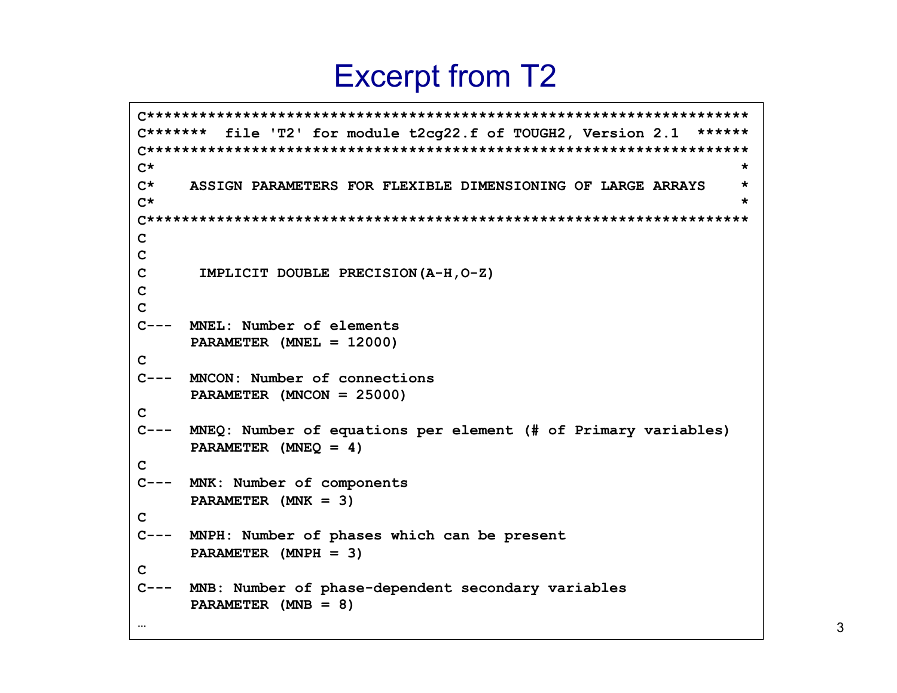# Excerpt from T2

```
C*******************************************************************
C*******  file 'T2' for module t2cg22.f of TOUGH2, Version 2.1  ******
C*******************************************************************
C*                                                                 *
C*    ASSIGN PARAMETERS FOR FLEXIBLE DIMENSIONING OF LARGE ARRAYS   *
C*                                                                 *
C*******************************************************************
C
C
C      IMPLICIT DOUBLE PRECISION(A-H,O-Z)
C
C
C---  MNEL: Number of elements
      PARAMETER (MNEL = 12000)
C
C---  MNCON: Number of connections
      PARAMETER (MNCON = 25000)
C
C---  MNEQ: Number of equations per element (# of Primary variables)
      PARAMETER (MNEQ = 4)
C
C---  MNK: Number of components
      PARAMETER (MNK = 3)
C
C---  MNPH: Number of phases which can be present
      PARAMETER (MNPH = 3)
C
C---  MNB: Number of phase-dependent secondary variables
      PARAMETER (MNB = 8)
…
```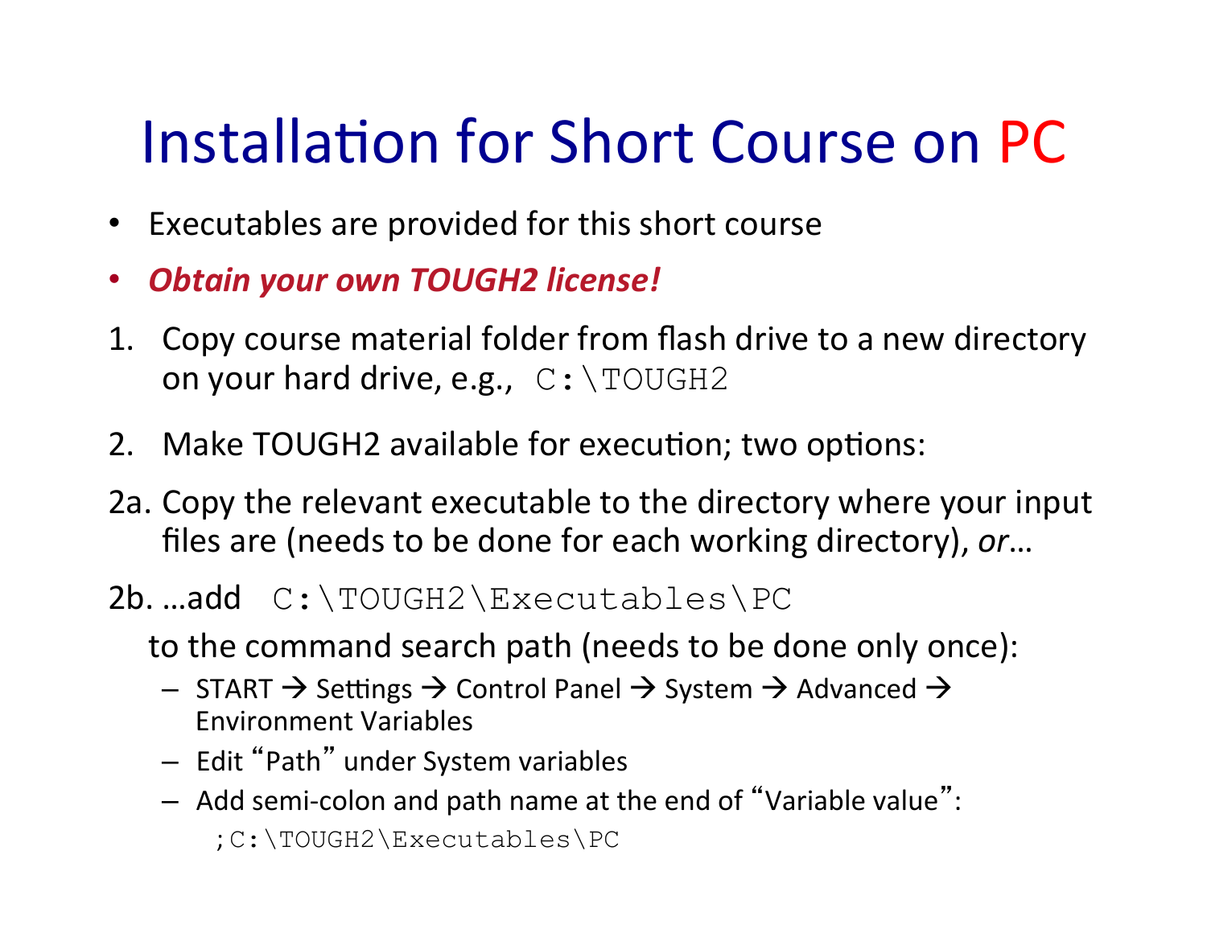# Installation for Short Course on PC

- Executables are provided for this short course
- ***Obtain your own TOUGH2 license!***

1. Copy course material folder from flash drive to a new directory on your hard drive, e.g., `C:\TOUGH2`

2. Make TOUGH2 available for execution; two options:

2a. Copy the relevant executable to the directory where your input files are (needs to be done for each working directory), *or*…

2b. …add `C:\TOUGH2\Executables\PC`

to the command search path (needs to be done only once):

- START → Settings → Control Panel → System → Advanced → Environment Variables
- Edit "Path" under System variables
- Add semi-colon and path name at the end of "Variable value":

```
;C:\TOUGH2\Executables\PC
```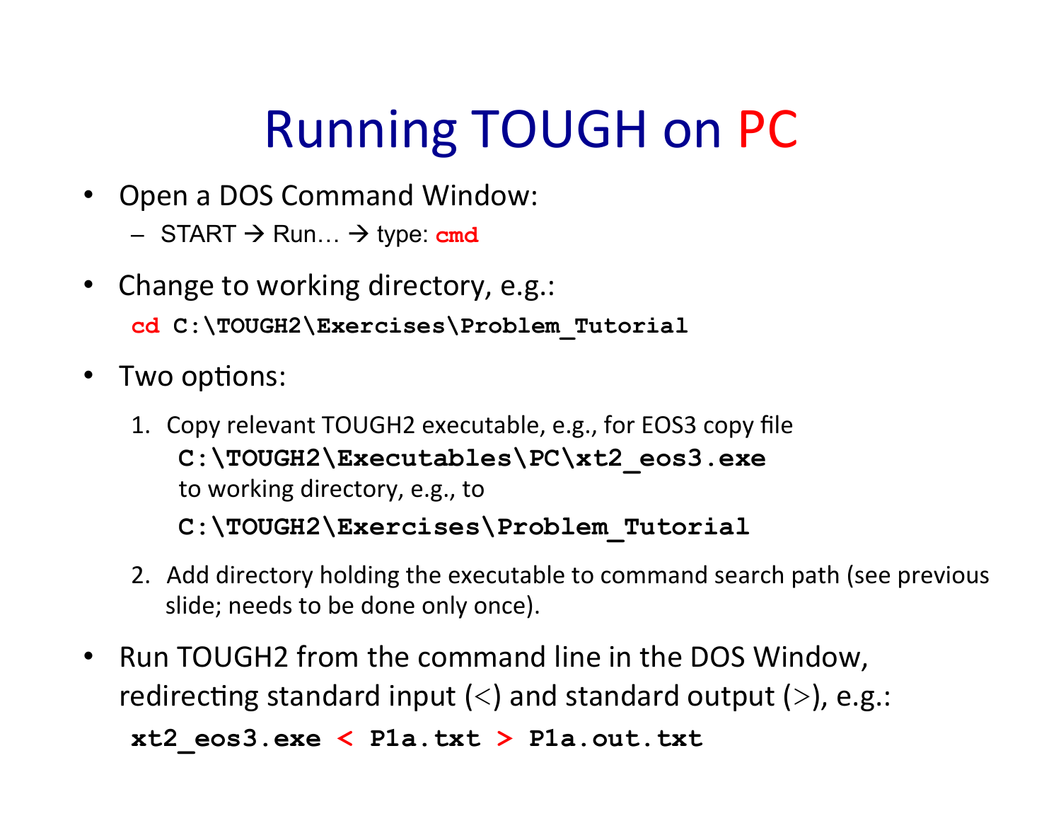# Running TOUGH on PC

- Open a DOS Command Window:
  - START → Run… → type: `cmd`
- Change to working directory, e.g.:

```
cd C:\TOUGH2\Exercises\Problem_Tutorial
```

- Two options:
  1. Copy relevant TOUGH2 executable, e.g., for EOS3 copy file
     `C:\TOUGH2\Executables\PC\xt2_eos3.exe`
     to working directory, e.g., to
     `C:\TOUGH2\Exercises\Problem_Tutorial`
  2. Add directory holding the executable to command search path (see previous slide; needs to be done only once).
- Run TOUGH2 from the command line in the DOS Window, redirecting standard input (<) and standard output (>), e.g.:

```
xt2_eos3.exe < P1a.txt > P1a.out.txt
```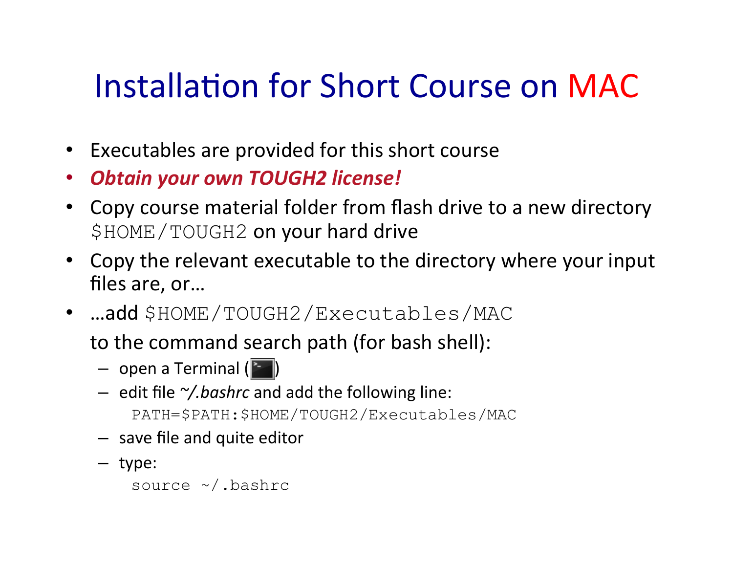# Installation for Short Course on MAC

- Executables are provided for this short course
- ***Obtain your own TOUGH2 license!***
- Copy course material folder from flash drive to a new directory `$HOME/TOUGH2` on your hard drive
- Copy the relevant executable to the directory where your input files are, or…
- …add `$HOME/TOUGH2/Executables/MAC`

  to the command search path (for bash shell):
  - open a Terminal ( )
  - edit file *~/.bashrc* and add the following line:

    ```
    PATH=$PATH:$HOME/TOUGH2/Executables/MAC
    ```
  - save file and quite editor
  - type:

    ```
    source ~/.bashrc
    ```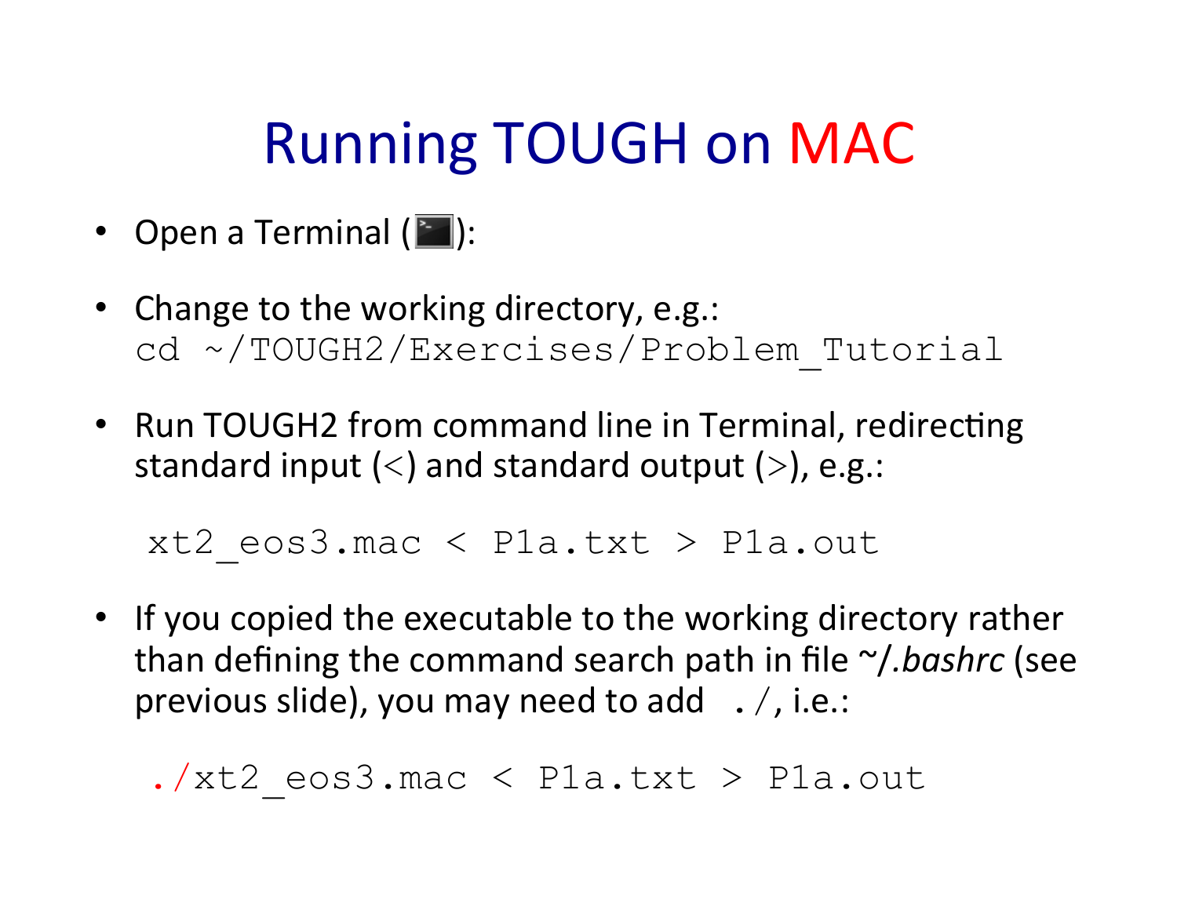# Running TOUGH on MAC

- Open a Terminal ( ):

- Change to the working directory, e.g.:
  `cd ~/TOUGH2/Exercises/Problem_Tutorial`

- Run TOUGH2 from command line in Terminal, redirecting standard input (<) and standard output (>), e.g.:

```
xt2_eos3.mac < P1a.txt > P1a.out
```

- If you copied the executable to the working directory rather than defining the command search path in file ~/*.bashrc* (see previous slide), you may need to add `./`, i.e.:

```
./xt2_eos3.mac < P1a.txt > P1a.out
```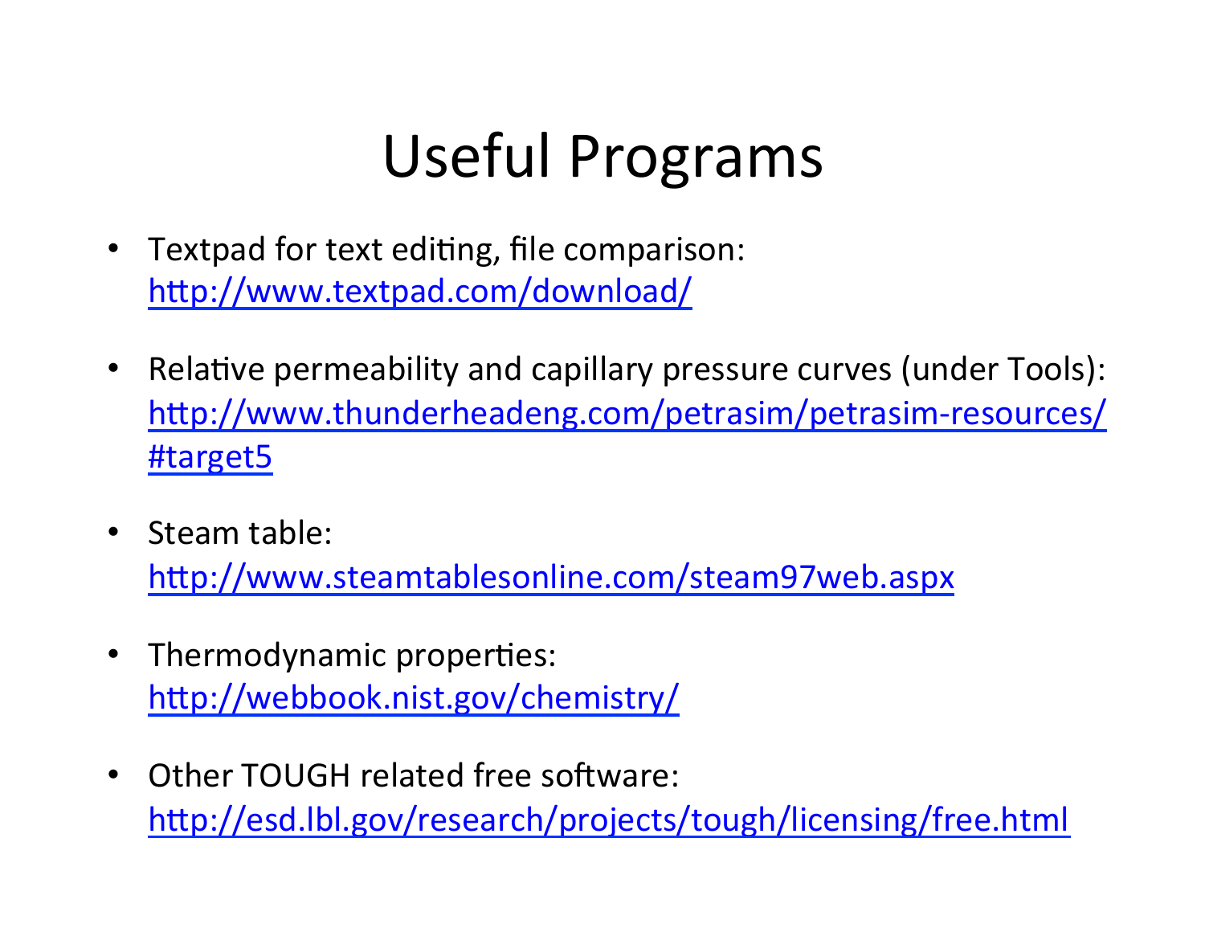# Useful Programs

- Textpad for text editing, file comparison: http://www.textpad.com/download/
- Relative permeability and capillary pressure curves (under Tools): http://www.thunderheadeng.com/petrasim/petrasim-resources/#target5
- Steam table: http://www.steamtablesonline.com/steam97web.aspx
- Thermodynamic properties: http://webbook.nist.gov/chemistry/
- Other TOUGH related free software: http://esd.lbl.gov/research/projects/tough/licensing/free.html